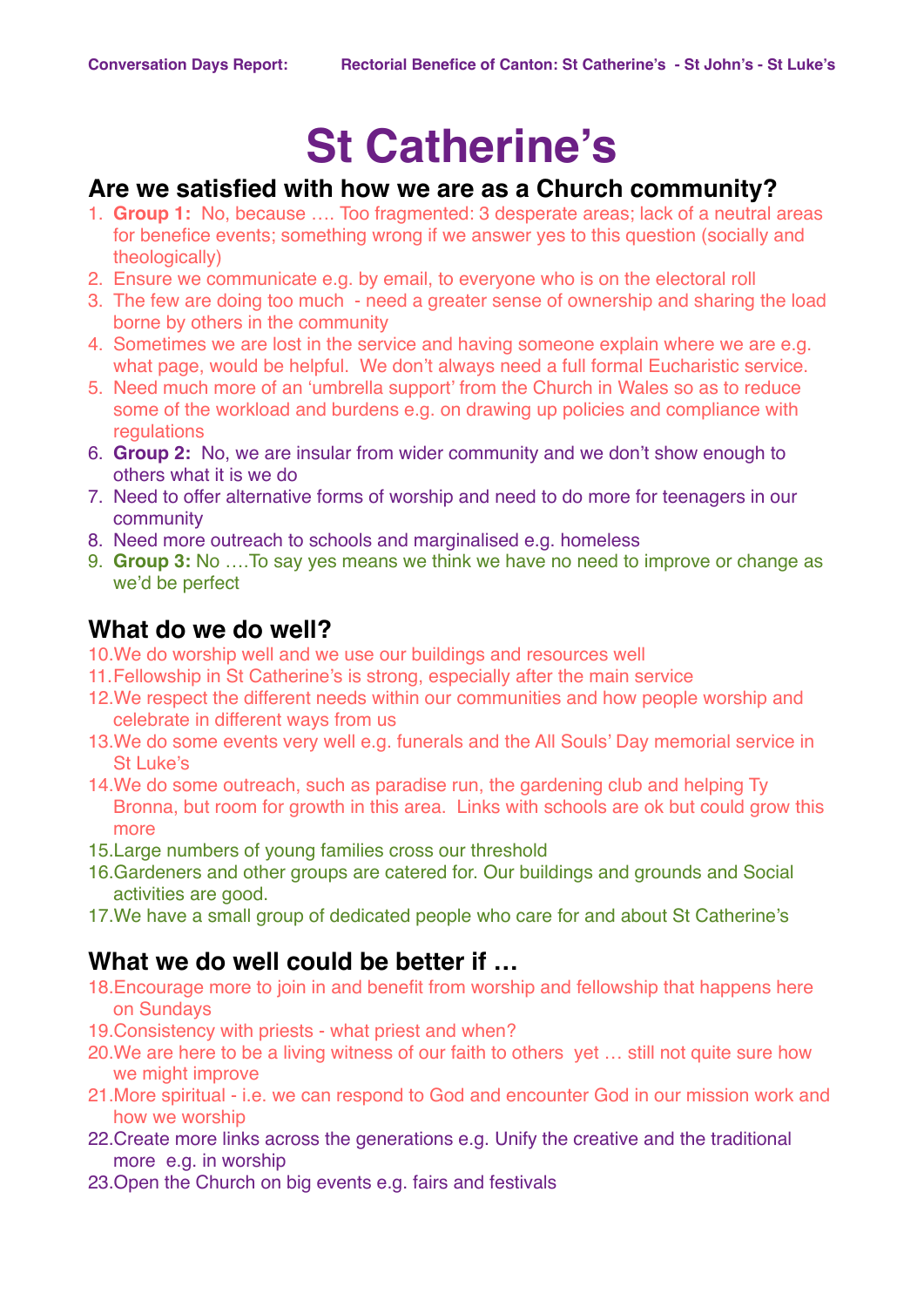# St Catherine's

## Are we satisfied with how we are as a Church community?

1. **Group 1:** No, because …. Too fragmented: 3 desperate areas; lack of a neutral areas for benefice events; something wrong if we answer yes to this question (socially and theologically)
2. Ensure we communicate e.g. by email, to everyone who is on the electoral roll
3. The few are doing too much - need a greater sense of ownership and sharing the load borne by others in the community
4. Sometimes we are lost in the service and having someone explain where we are e.g. what page, would be helpful. We don't always need a full formal Eucharistic service.
5. Need much more of an 'umbrella support' from the Church in Wales so as to reduce some of the workload and burdens e.g. on drawing up policies and compliance with regulations
6. **Group 2:** No, we are insular from wider community and we don't show enough to others what it is we do
7. Need to offer alternative forms of worship and need to do more for teenagers in our community
8. Need more outreach to schools and marginalised e.g. homeless
9. **Group 3:** No ….To say yes means we think we have no need to improve or change as we'd be perfect

## What do we do well?

10. We do worship well and we use our buildings and resources well
11. Fellowship in St Catherine's is strong, especially after the main service
12. We respect the different needs within our communities and how people worship and celebrate in different ways from us
13. We do some events very well e.g. funerals and the All Souls' Day memorial service in St Luke's
14. We do some outreach, such as paradise run, the gardening club and helping Ty Bronna, but room for growth in this area. Links with schools are ok but could grow this more
15. Large numbers of young families cross our threshold
16. Gardeners and other groups are catered for. Our buildings and grounds and Social activities are good.
17. We have a small group of dedicated people who care for and about St Catherine's

## What we do well could be better if …

18. Encourage more to join in and benefit from worship and fellowship that happens here on Sundays
19. Consistency with priests - what priest and when?
20. We are here to be a living witness of our faith to others yet … still not quite sure how we might improve
21. More spiritual - i.e. we can respond to God and encounter God in our mission work and how we worship
22. Create more links across the generations e.g. Unify the creative and the traditional more e.g. in worship
23. Open the Church on big events e.g. fairs and festivals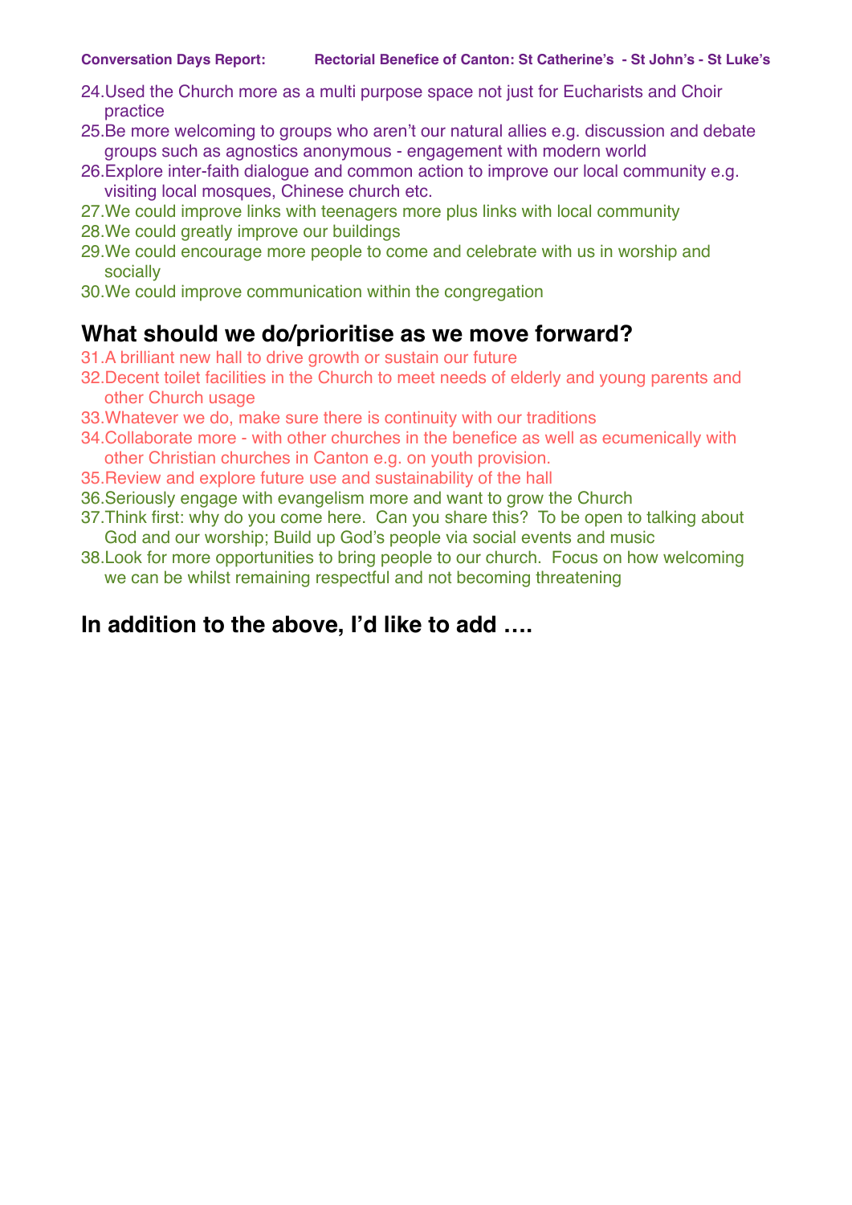24. Used the Church more as a multi purpose space not just for Eucharists and Choir practice
25. Be more welcoming to groups who aren't our natural allies e.g. discussion and debate groups such as agnostics anonymous - engagement with modern world
26. Explore inter-faith dialogue and common action to improve our local community e.g. visiting local mosques, Chinese church etc.
27. We could improve links with teenagers more plus links with local community
28. We could greatly improve our buildings
29. We could encourage more people to come and celebrate with us in worship and socially
30. We could improve communication within the congregation

## What should we do/prioritise as we move forward?

31. A brilliant new hall to drive growth or sustain our future
32. Decent toilet facilities in the Church to meet needs of elderly and young parents and other Church usage
33. Whatever we do, make sure there is continuity with our traditions
34. Collaborate more - with other churches in the benefice as well as ecumenically with other Christian churches in Canton e.g. on youth provision.
35. Review and explore future use and sustainability of the hall
36. Seriously engage with evangelism more and want to grow the Church
37. Think first: why do you come here. Can you share this? To be open to talking about God and our worship; Build up God's people via social events and music
38. Look for more opportunities to bring people to our church. Focus on how welcoming we can be whilst remaining respectful and not becoming threatening

## In addition to the above, I'd like to add ….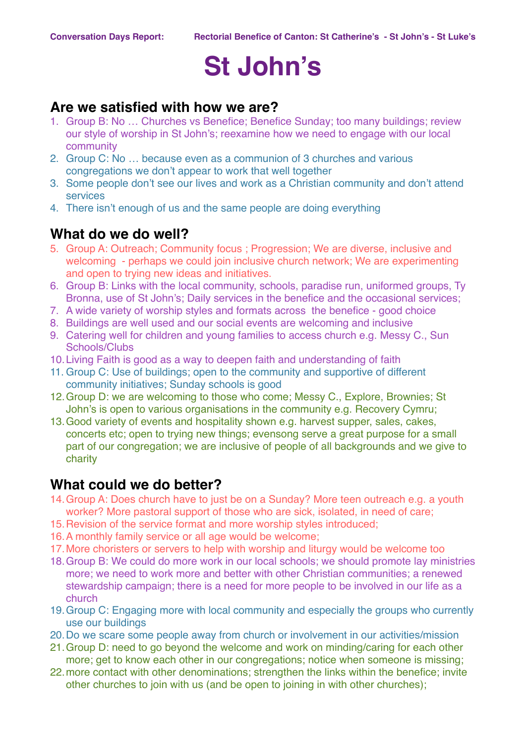# St John's

## Are we satisfied with how we are?

1. Group B: No … Churches vs Benefice; Benefice Sunday; too many buildings; review our style of worship in St John's; reexamine how we need to engage with our local community
2. Group C: No … because even as a communion of 3 churches and various congregations we don't appear to work that well together
3. Some people don't see our lives and work as a Christian community and don't attend services
4. There isn't enough of us and the same people are doing everything

## What do we do well?

5. Group A: Outreach; Community focus ; Progression; We are diverse, inclusive and welcoming - perhaps we could join inclusive church network; We are experimenting and open to trying new ideas and initiatives.
6. Group B: Links with the local community, schools, paradise run, uniformed groups, Ty Bronna, use of St John's; Daily services in the benefice and the occasional services;
7. A wide variety of worship styles and formats across the benefice - good choice
8. Buildings are well used and our social events are welcoming and inclusive
9. Catering well for children and young families to access church e.g. Messy C., Sun Schools/Clubs
10. Living Faith is good as a way to deepen faith and understanding of faith
11. Group C: Use of buildings; open to the community and supportive of different community initiatives; Sunday schools is good
12. Group D: we are welcoming to those who come; Messy C., Explore, Brownies; St John's is open to various organisations in the community e.g. Recovery Cymru;
13. Good variety of events and hospitality shown e.g. harvest supper, sales, cakes, concerts etc; open to trying new things; evensong serve a great purpose for a small part of our congregation; we are inclusive of people of all backgrounds and we give to charity

## What could we do better?

14. Group A: Does church have to just be on a Sunday? More teen outreach e.g. a youth worker? More pastoral support of those who are sick, isolated, in need of care;
15. Revision of the service format and more worship styles introduced;
16. A monthly family service or all age would be welcome;
17. More choristers or servers to help with worship and liturgy would be welcome too
18. Group B: We could do more work in our local schools; we should promote lay ministries more; we need to work more and better with other Christian communities; a renewed stewardship campaign; there is a need for more people to be involved in our life as a church
19. Group C: Engaging more with local community and especially the groups who currently use our buildings
20. Do we scare some people away from church or involvement in our activities/mission
21. Group D: need to go beyond the welcome and work on minding/caring for each other more; get to know each other in our congregations; notice when someone is missing;
22. more contact with other denominations; strengthen the links within the benefice; invite other churches to join with us (and be open to joining in with other churches);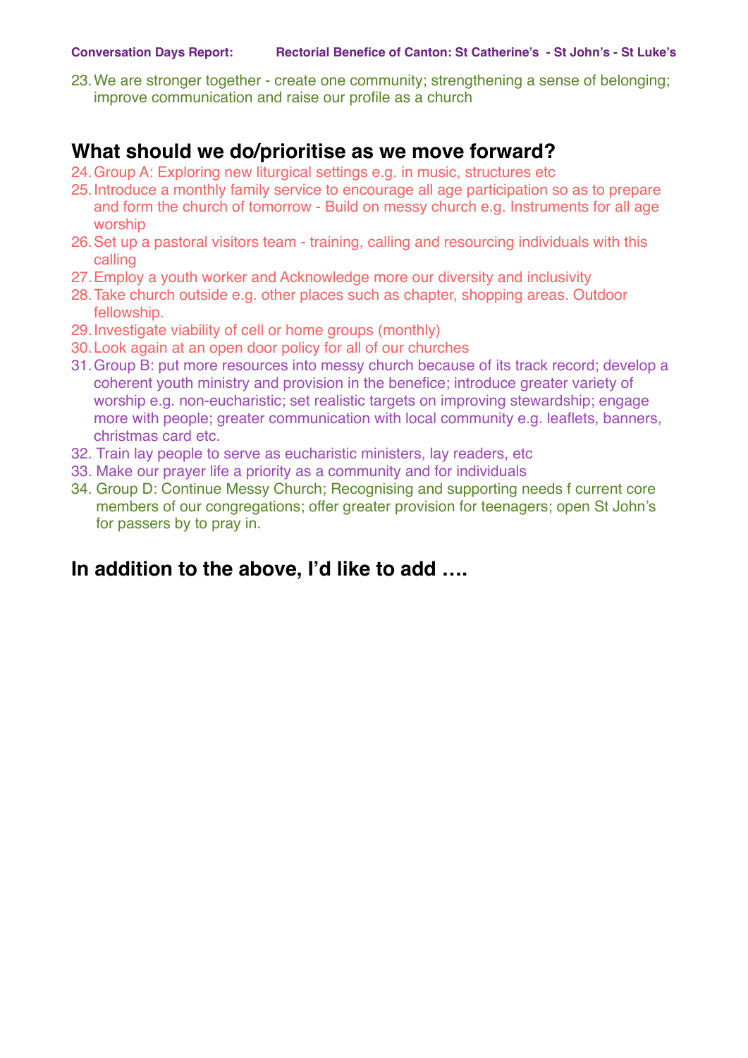23. We are stronger together - create one community; strengthening a sense of belonging; improve communication and raise our profile as a church

## What should we do/prioritise as we move forward?

24. Group A: Exploring new liturgical settings e.g. in music, structures etc
25. Introduce a monthly family service to encourage all age participation so as to prepare and form the church of tomorrow - Build on messy church e.g. Instruments for all age worship
26. Set up a pastoral visitors team - training, calling and resourcing individuals with this calling
27. Employ a youth worker and Acknowledge more our diversity and inclusivity
28. Take church outside e.g. other places such as chapter, shopping areas. Outdoor fellowship.
29. Investigate viability of cell or home groups (monthly)
30. Look again at an open door policy for all of our churches
31. Group B: put more resources into messy church because of its track record; develop a coherent youth ministry and provision in the benefice; introduce greater variety of worship e.g. non-eucharistic; set realistic targets on improving stewardship; engage more with people; greater communication with local community e.g. leaflets, banners, christmas card etc.
32. Train lay people to serve as eucharistic ministers, lay readers, etc
33. Make our prayer life a priority as a community and for individuals
34. Group D: Continue Messy Church; Recognising and supporting needs f current core members of our congregations; offer greater provision for teenagers; open St John's for passers by to pray in.

## In addition to the above, I'd like to add ….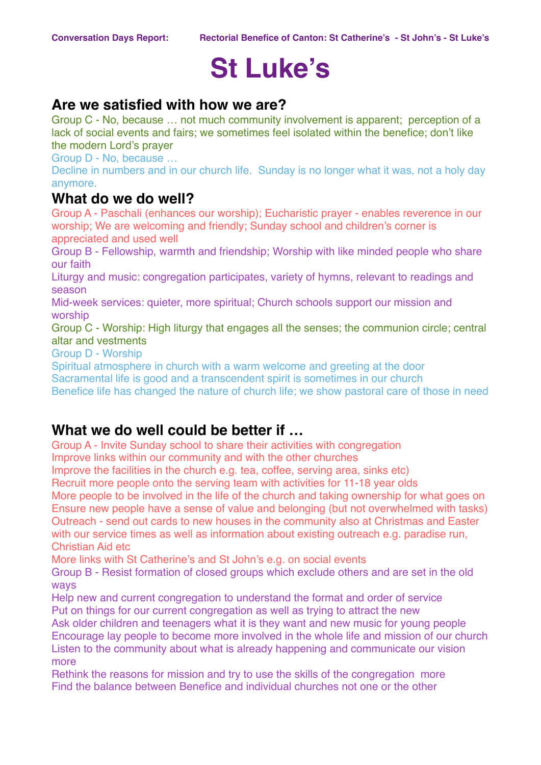# St Luke's

## Are we satisfied with how we are?

Group C - No, because … not much community involvement is apparent; perception of a lack of social events and fairs; we sometimes feel isolated within the benefice; don't like the modern Lord's prayer

Group D - No, because …
Decline in numbers and in our church life. Sunday is no longer what it was, not a holy day anymore.

## What do we do well?

Group A - Paschali (enhances our worship); Eucharistic prayer - enables reverence in our worship; We are welcoming and friendly; Sunday school and children's corner is appreciated and used well

Group B - Fellowship, warmth and friendship; Worship with like minded people who share our faith
Liturgy and music: congregation participates, variety of hymns, relevant to readings and season
Mid-week services: quieter, more spiritual; Church schools support our mission and worship

Group C - Worship: High liturgy that engages all the senses; the communion circle; central altar and vestments

Group D - Worship
Spiritual atmosphere in church with a warm welcome and greeting at the door
Sacramental life is good and a transcendent spirit is sometimes in our church
Benefice life has changed the nature of church life; we show pastoral care of those in need

## What we do well could be better if …

Group A - Invite Sunday school to share their activities with congregation
Improve links within our community and with the other churches
Improve the facilities in the church e.g. tea, coffee, serving area, sinks etc)
Recruit more people onto the serving team with activities for 11-18 year olds
More people to be involved in the life of the church and taking ownership for what goes on
Ensure new people have a sense of value and belonging (but not overwhelmed with tasks)
Outreach - send out cards to new houses in the community also at Christmas and Easter with our service times as well as information about existing outreach e.g. paradise run, Christian Aid etc
More links with St Catherine's and St John's e.g. on social events

Group B - Resist formation of closed groups which exclude others and are set in the old ways
Help new and current congregation to understand the format and order of service
Put on things for our current congregation as well as trying to attract the new
Ask older children and teenagers what it is they want and new music for young people
Encourage lay people to become more involved in the whole life and mission of our church
Listen to the community about what is already happening and communicate our vision more
Rethink the reasons for mission and try to use the skills of the congregation more
Find the balance between Benefice and individual churches not one or the other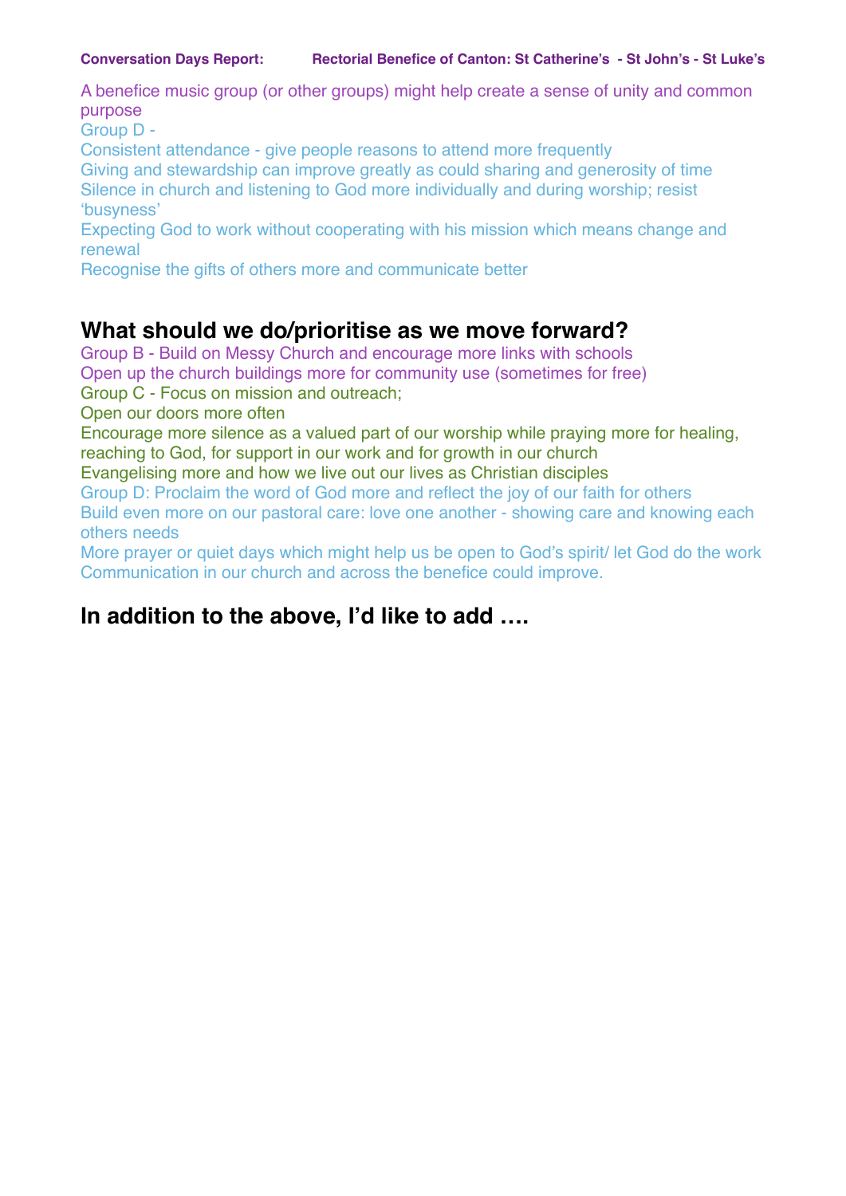A benefice music group (or other groups) might help create a sense of unity and common purpose

Group D -

Consistent attendance - give people reasons to attend more frequently

Giving and stewardship can improve greatly as could sharing and generosity of time

Silence in church and listening to God more individually and during worship; resist 'busyness'

Expecting God to work without cooperating with his mission which means change and renewal

Recognise the gifts of others more and communicate better

## What should we do/prioritise as we move forward?

Group B - Build on Messy Church and encourage more links with schools

Open up the church buildings more for community use (sometimes for free)

Group C - Focus on mission and outreach;

Open our doors more often

Encourage more silence as a valued part of our worship while praying more for healing, reaching to God, for support in our work and for growth in our church

Evangelising more and how we live out our lives as Christian disciples

Group D: Proclaim the word of God more and reflect the joy of our faith for others

Build even more on our pastoral care: love one another - showing care and knowing each others needs

More prayer or quiet days which might help us be open to God's spirit/ let God do the work

Communication in our church and across the benefice could improve.

## In addition to the above, I'd like to add ….